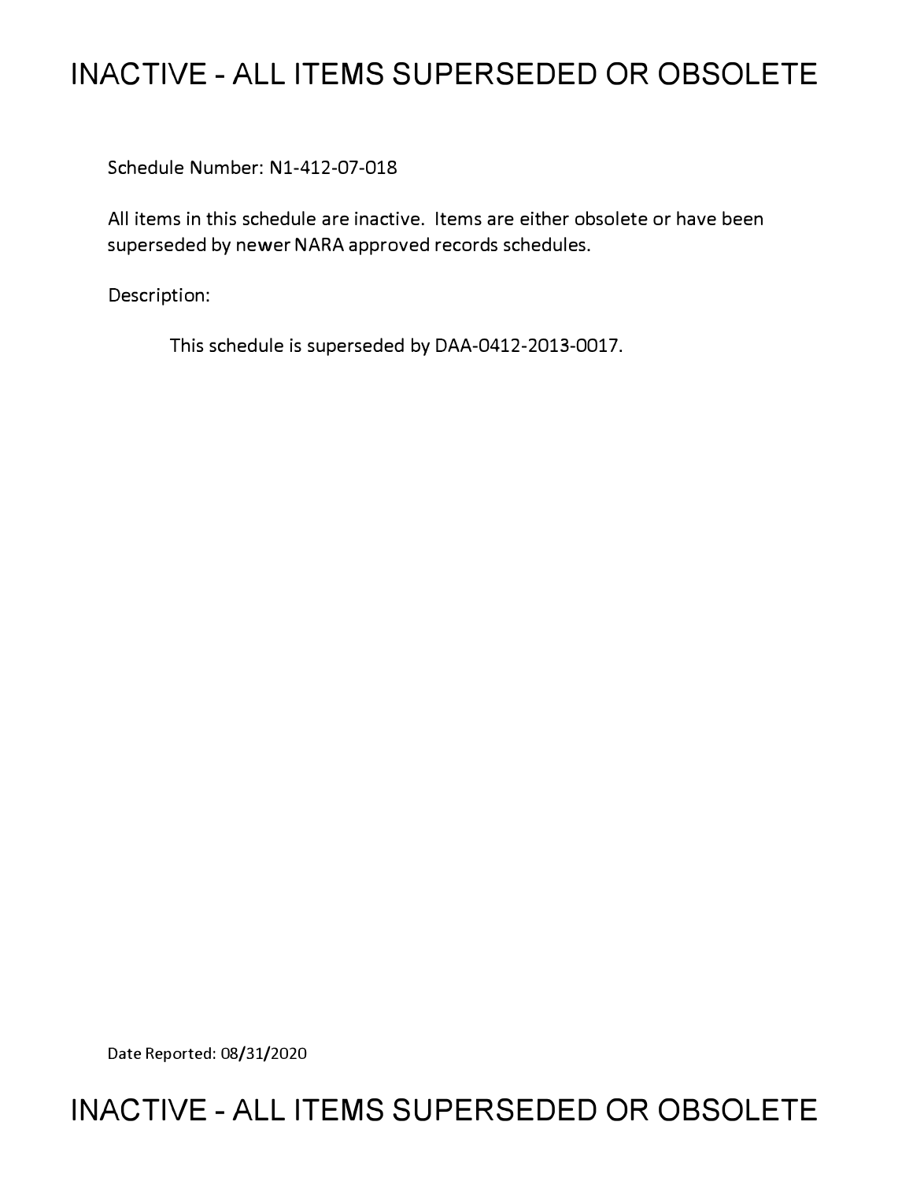# INACTIVE - ALL ITEMS SUPERSEDED OR OBSOLETE

Schedule Number: N1-412-07-018

All items in this schedule are inactive. Items are either obsolete or have been superseded by newer NARA approved records schedules.

Description:

This schedule is superseded by DAA-0412-2013-0017.

Date Reported: 08/31/2020

# INACTIVE - ALL ITEMS SUPERSEDED OR OBSOLETE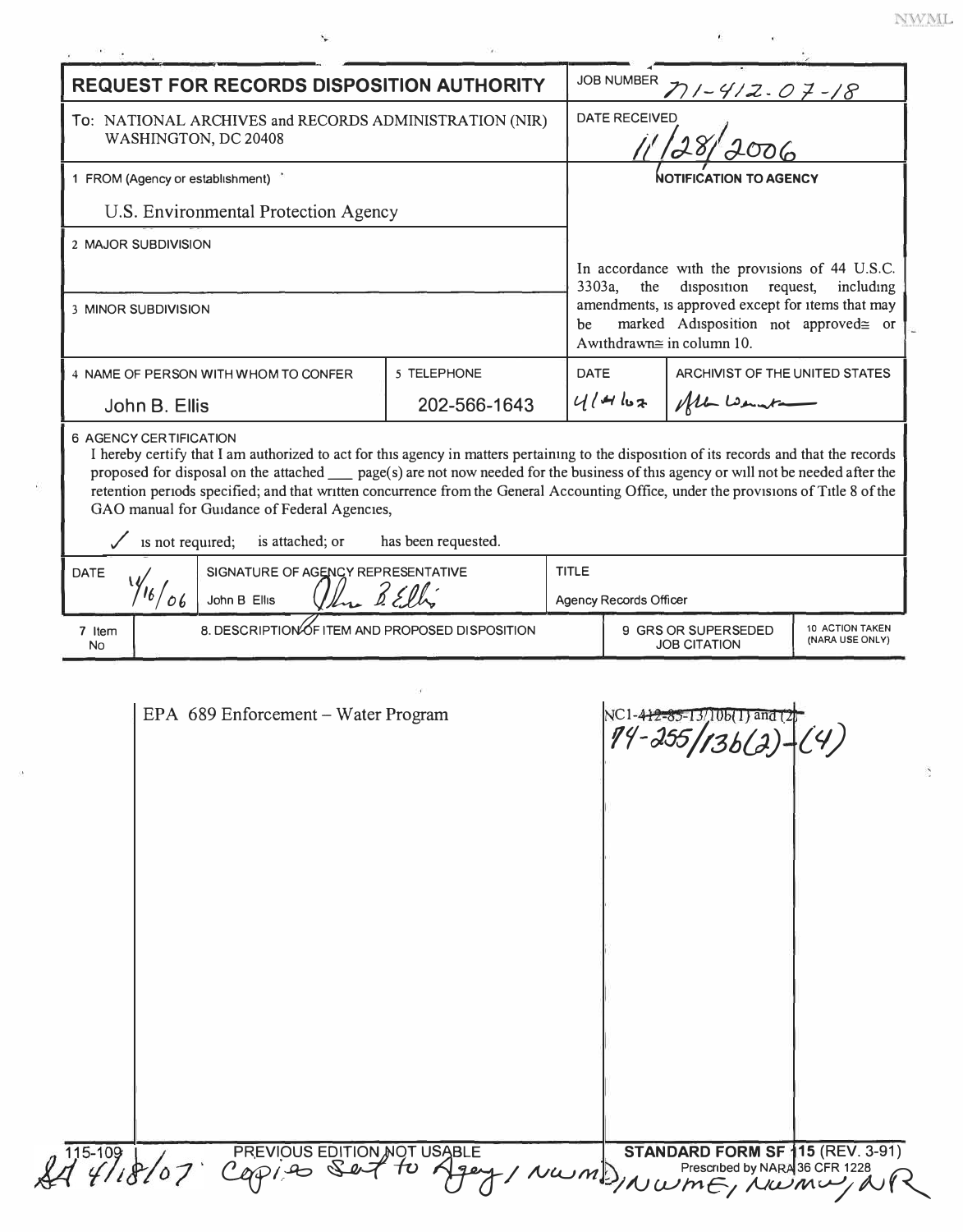# REQUEST FOR RECORDS DISPOSITION AUTHORITY

**JOB NUMBER** N1-412-07-18

**To:** NATIONAL ARCHIVES and RECORDS ADMINISTRATION (NIR) WASHINGTON, DC 20408

**DATE RECEIVED** 11/28/2006

**1 FROM (Agency or establishment)**
U.S. Environmental Protection Agency

**2 MAJOR SUBDIVISION**

**3 MINOR SUBDIVISION**

**NOTIFICATION TO AGENCY**

In accordance with the provisions of 44 U.S.C. 3303a, the disposition request, including amendments, is approved except for items that may be marked Adisposition not approved≅ or Awithdrawn≅ in column 10.

| 4 NAME OF PERSON WITH WHOM TO CONFER | 5 TELEPHONE | DATE | ARCHIVIST OF THE UNITED STATES |
|---|---|---|---|
| John B. Ellis | 202-566-1643 | 4/4/07 | Allen Weinstein |

**6 AGENCY CERTIFICATION**

I hereby certify that I am authorized to act for this agency in matters pertaining to the disposition of its records and that the records proposed for disposal on the attached ___ page(s) are not now needed for the business of this agency or will not be needed after the retention periods specified; and that written concurrence from the General Accounting Office, under the provisions of Title 8 of the GAO manual for Guidance of Federal Agencies,

✓ is not required; is attached; or has been requested.

| DATE | SIGNATURE OF AGENCY REPRESENTATIVE | TITLE |
|---|---|---|
| 11/16/06 | John B Ellis | Agency Records Officer |

| 7 Item No | 8. DESCRIPTION OF ITEM AND PROPOSED DISPOSITION | 9 GRS OR SUPERSEDED JOB CITATION | 10 ACTION TAKEN (NARA USE ONLY) |
|---|---|---|---|
| | EPA 689 Enforcement – Water Program | ~~NC1-412-85-13/10b(1) and (2)~~ 74-255/13b(2)-(4) | |

115-109 PREVIOUS EDITION NOT USABLE

STANDARD FORM SF 115 (REV. 3-91) Prescribed by NARA 36 CFR 1228

SA 4/18/07 Copies sent to Agency / NWMD, NWME, NWMW, NR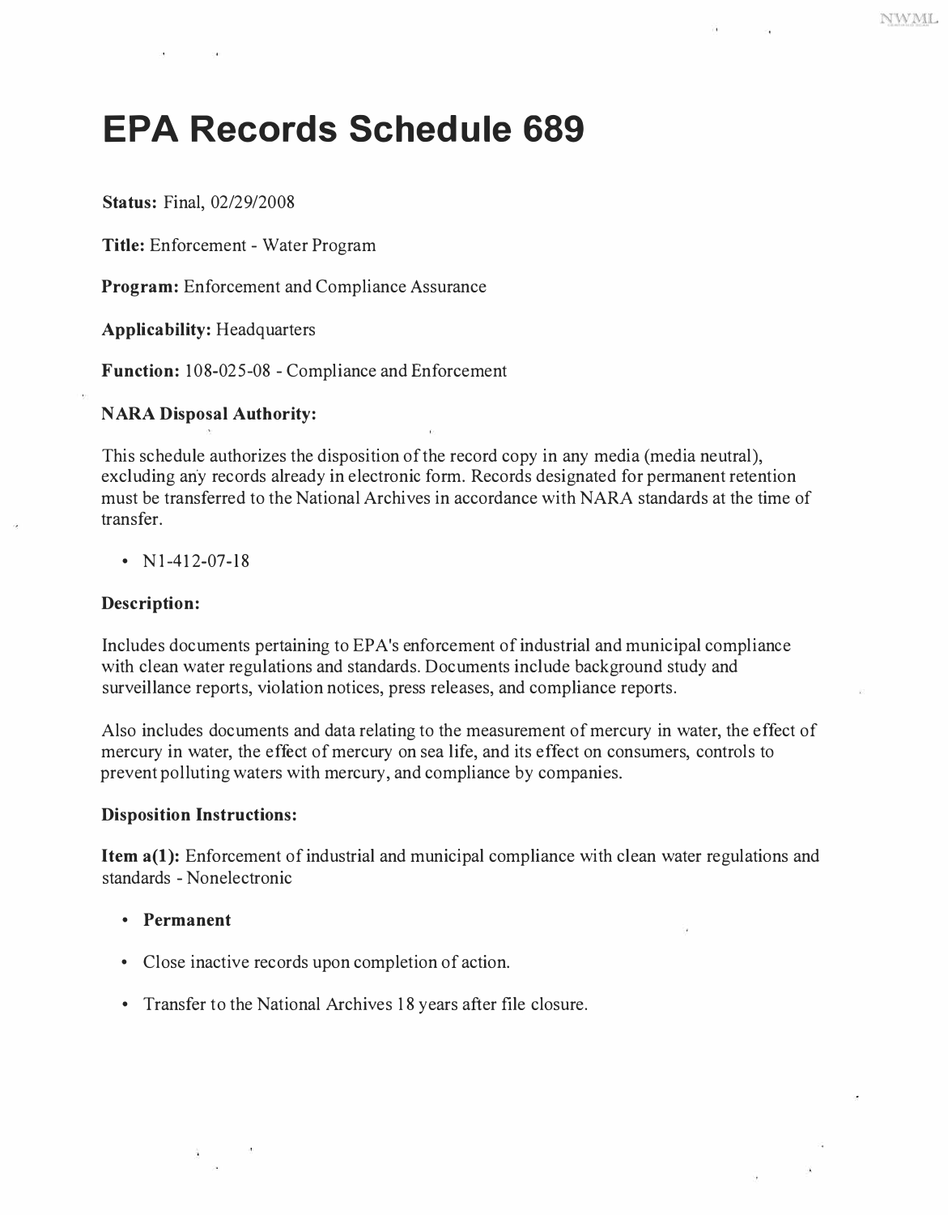# EPA Records Schedule 689

**Status:** Final, 02/29/2008

**Title:** Enforcement - Water Program

**Program:** Enforcement and Compliance Assurance

**Applicability:** Headquarters

**Function:** 108-025-08 - Compliance and Enforcement

**NARA Disposal Authority:**

This schedule authorizes the disposition of the record copy in any media (media neutral), excluding any records already in electronic form. Records designated for permanent retention must be transferred to the National Archives in accordance with NARA standards at the time of transfer.

- N1-412-07-18

**Description:**

Includes documents pertaining to EPA's enforcement of industrial and municipal compliance with clean water regulations and standards. Documents include background study and surveillance reports, violation notices, press releases, and compliance reports.

Also includes documents and data relating to the measurement of mercury in water, the effect of mercury in water, the effect of mercury on sea life, and its effect on consumers, controls to prevent polluting waters with mercury, and compliance by companies.

**Disposition Instructions:**

**Item a(1):** Enforcement of industrial and municipal compliance with clean water regulations and standards - Nonelectronic

- **Permanent**
- Close inactive records upon completion of action.
- Transfer to the National Archives 18 years after file closure.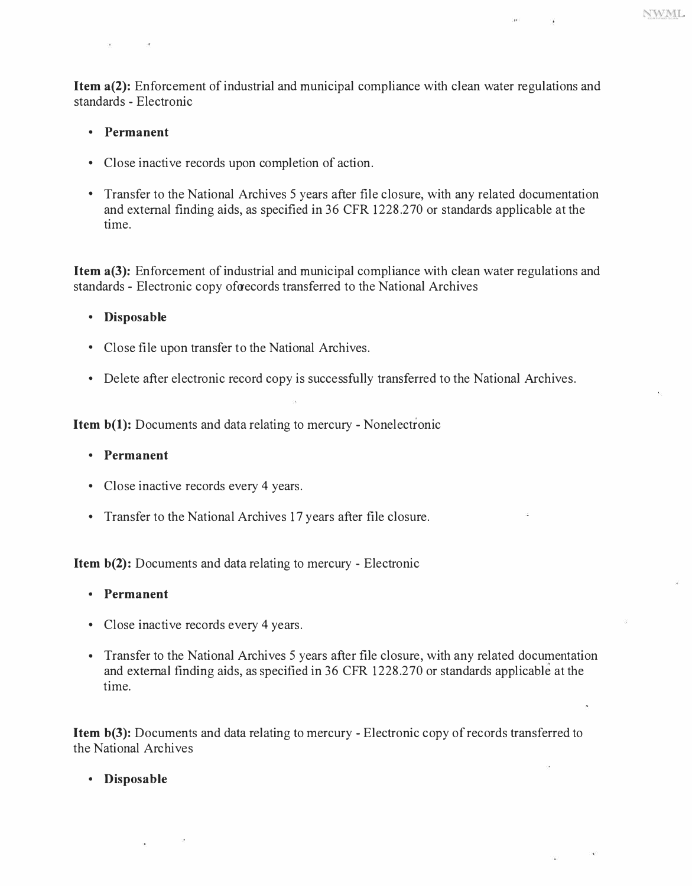**Item a(2):** Enforcement of industrial and municipal compliance with clean water regulations and standards - Electronic

- **Permanent**
- Close inactive records upon completion of action.
- Transfer to the National Archives 5 years after file closure, with any related documentation and external finding aids, as specified in 36 CFR 1228.270 or standards applicable at the time.

**Item a(3):** Enforcement of industrial and municipal compliance with clean water regulations and standards - Electronic copy of records transferred to the National Archives

- **Disposable**
- Close file upon transfer to the National Archives.
- Delete after electronic record copy is successfully transferred to the National Archives.

**Item b(1):** Documents and data relating to mercury - Nonelectronic

- **Permanent**
- Close inactive records every 4 years.
- Transfer to the National Archives 17 years after file closure.

**Item b(2):** Documents and data relating to mercury - Electronic

- **Permanent**
- Close inactive records every 4 years.
- Transfer to the National Archives 5 years after file closure, with any related documentation and external finding aids, as specified in 36 CFR 1228.270 or standards applicable at the time.

**Item b(3):** Documents and data relating to mercury - Electronic copy of records transferred to the National Archives

- **Disposable**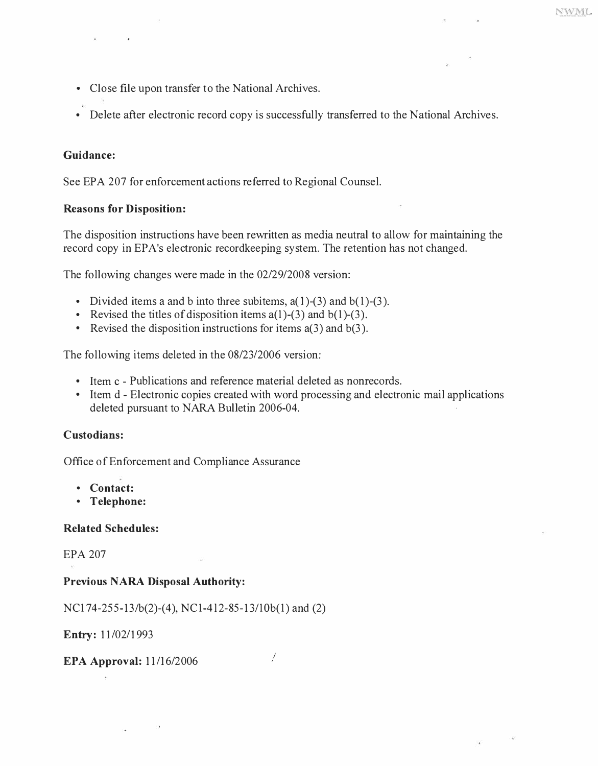- Close file upon transfer to the National Archives.
- Delete after electronic record copy is successfully transferred to the National Archives.

**Guidance:**

See EPA 207 for enforcement actions referred to Regional Counsel.

**Reasons for Disposition:**

The disposition instructions have been rewritten as media neutral to allow for maintaining the record copy in EPA's electronic recordkeeping system. The retention has not changed.

The following changes were made in the 02/29/2008 version:

- Divided items a and b into three subitems, a(1)-(3) and b(1)-(3).
- Revised the titles of disposition items a(1)-(3) and b(1)-(3).
- Revised the disposition instructions for items a(3) and b(3).

The following items deleted in the 08/23/2006 version:

- Item c - Publications and reference material deleted as nonrecords.
- Item d - Electronic copies created with word processing and electronic mail applications deleted pursuant to NARA Bulletin 2006-04.

**Custodians:**

Office of Enforcement and Compliance Assurance

- **Contact:**
- **Telephone:**

**Related Schedules:**

EPA 207

**Previous NARA Disposal Authority:**

NC174-255-13/b(2)-(4), NC1-412-85-13/10b(1) and (2)

**Entry:** 11/02/1993

**EPA Approval:** 11/16/2006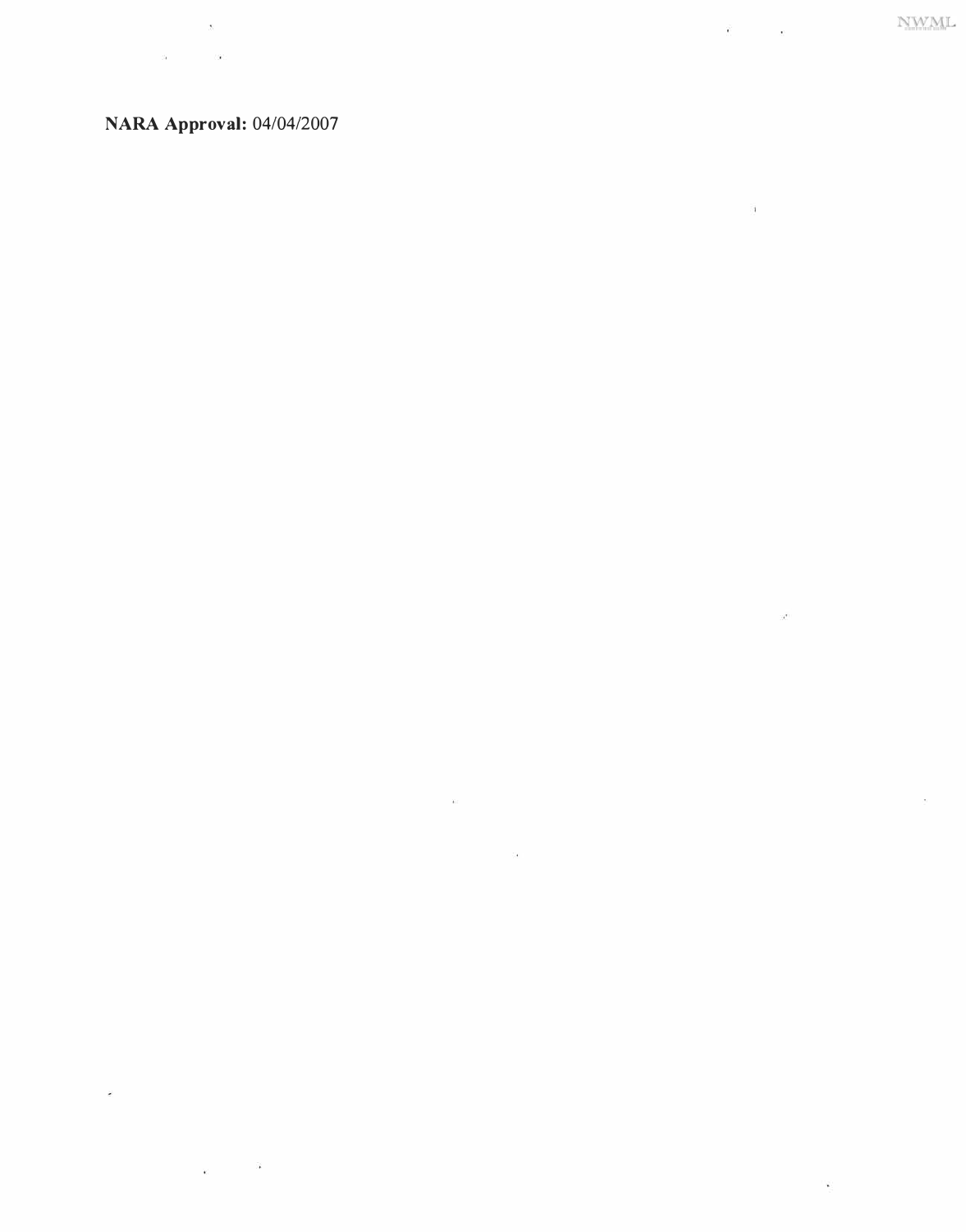**NARA Approval:** 04/04/2007